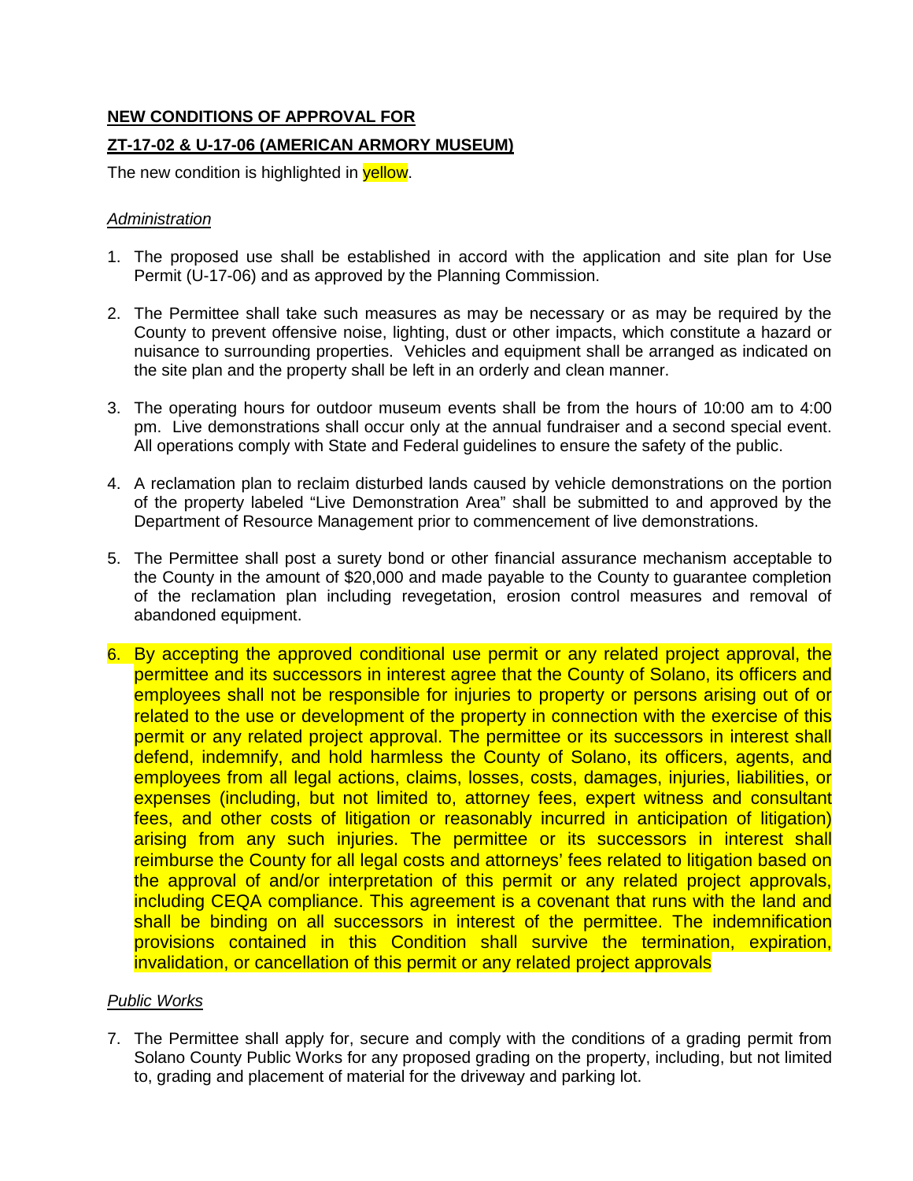**NEW CONDITIONS OF APPROVAL FOR**

**ZT-17-02 & U-17-06 (AMERICAN ARMORY MUSEUM)**

The new condition is highlighted in yellow.

*Administration*

1. The proposed use shall be established in accord with the application and site plan for Use Permit (U-17-06) and as approved by the Planning Commission.

2. The Permittee shall take such measures as may be necessary or as may be required by the County to prevent offensive noise, lighting, dust or other impacts, which constitute a hazard or nuisance to surrounding properties. Vehicles and equipment shall be arranged as indicated on the site plan and the property shall be left in an orderly and clean manner.

3. The operating hours for outdoor museum events shall be from the hours of 10:00 am to 4:00 pm. Live demonstrations shall occur only at the annual fundraiser and a second special event. All operations comply with State and Federal guidelines to ensure the safety of the public.

4. A reclamation plan to reclaim disturbed lands caused by vehicle demonstrations on the portion of the property labeled "Live Demonstration Area" shall be submitted to and approved by the Department of Resource Management prior to commencement of live demonstrations.

5. The Permittee shall post a surety bond or other financial assurance mechanism acceptable to the County in the amount of $20,000 and made payable to the County to guarantee completion of the reclamation plan including revegetation, erosion control measures and removal of abandoned equipment.

6. By accepting the approved conditional use permit or any related project approval, the permittee and its successors in interest agree that the County of Solano, its officers and employees shall not be responsible for injuries to property or persons arising out of or related to the use or development of the property in connection with the exercise of this permit or any related project approval. The permittee or its successors in interest shall defend, indemnify, and hold harmless the County of Solano, its officers, agents, and employees from all legal actions, claims, losses, costs, damages, injuries, liabilities, or expenses (including, but not limited to, attorney fees, expert witness and consultant fees, and other costs of litigation or reasonably incurred in anticipation of litigation) arising from any such injuries. The permittee or its successors in interest shall reimburse the County for all legal costs and attorneys' fees related to litigation based on the approval of and/or interpretation of this permit or any related project approvals, including CEQA compliance. This agreement is a covenant that runs with the land and shall be binding on all successors in interest of the permittee. The indemnification provisions contained in this Condition shall survive the termination, expiration, invalidation, or cancellation of this permit or any related project approvals

*Public Works*

7. The Permittee shall apply for, secure and comply with the conditions of a grading permit from Solano County Public Works for any proposed grading on the property, including, but not limited to, grading and placement of material for the driveway and parking lot.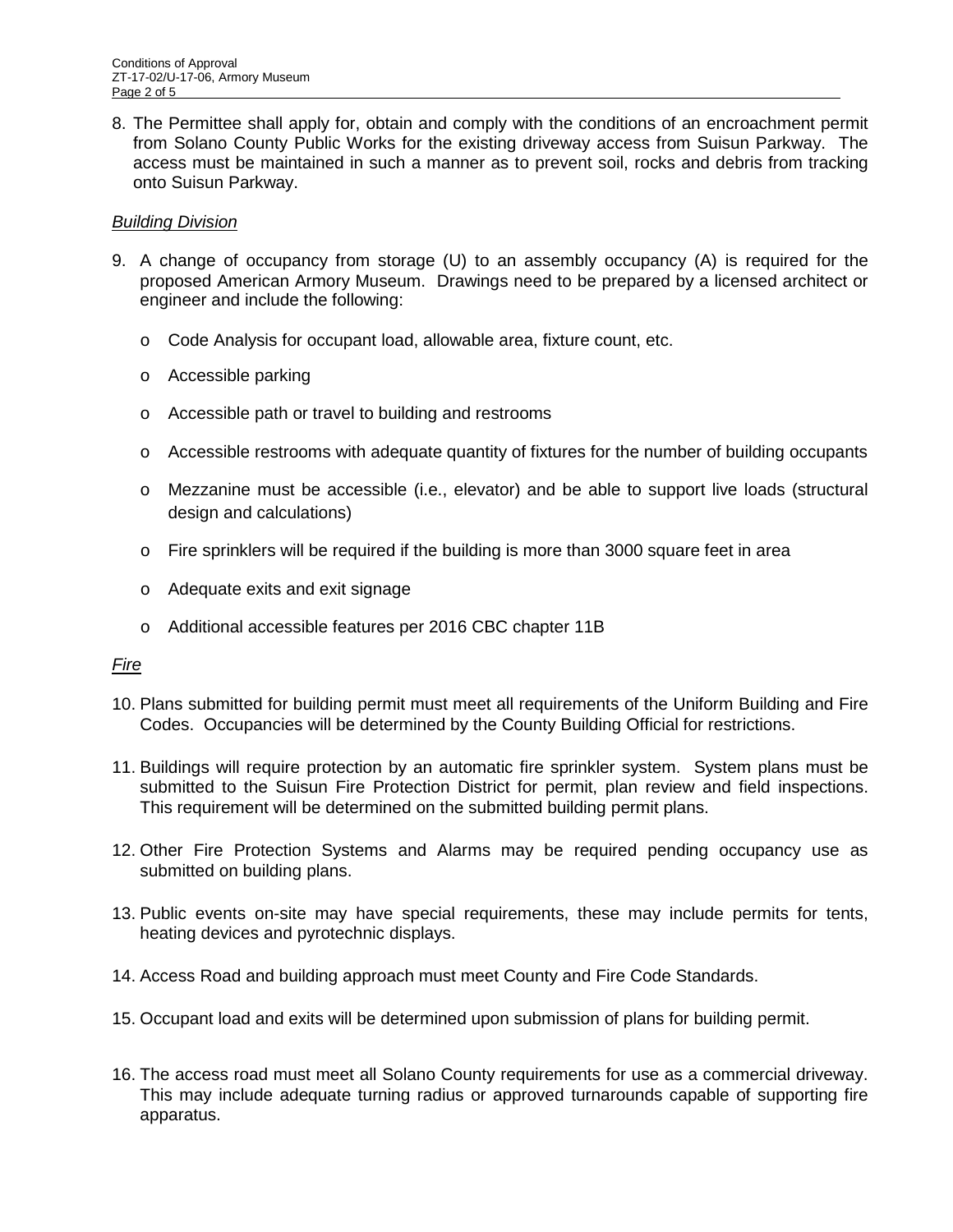8. The Permittee shall apply for, obtain and comply with the conditions of an encroachment permit from Solano County Public Works for the existing driveway access from Suisun Parkway. The access must be maintained in such a manner as to prevent soil, rocks and debris from tracking onto Suisun Parkway.

*Building Division*

9. A change of occupancy from storage (U) to an assembly occupancy (A) is required for the proposed American Armory Museum. Drawings need to be prepared by a licensed architect or engineer and include the following:

   - Code Analysis for occupant load, allowable area, fixture count, etc.
   - Accessible parking
   - Accessible path or travel to building and restrooms
   - Accessible restrooms with adequate quantity of fixtures for the number of building occupants
   - Mezzanine must be accessible (i.e., elevator) and be able to support live loads (structural design and calculations)
   - Fire sprinklers will be required if the building is more than 3000 square feet in area
   - Adequate exits and exit signage
   - Additional accessible features per 2016 CBC chapter 11B

*Fire*

10. Plans submitted for building permit must meet all requirements of the Uniform Building and Fire Codes. Occupancies will be determined by the County Building Official for restrictions.

11. Buildings will require protection by an automatic fire sprinkler system. System plans must be submitted to the Suisun Fire Protection District for permit, plan review and field inspections. This requirement will be determined on the submitted building permit plans.

12. Other Fire Protection Systems and Alarms may be required pending occupancy use as submitted on building plans.

13. Public events on-site may have special requirements, these may include permits for tents, heating devices and pyrotechnic displays.

14. Access Road and building approach must meet County and Fire Code Standards.

15. Occupant load and exits will be determined upon submission of plans for building permit.

16. The access road must meet all Solano County requirements for use as a commercial driveway. This may include adequate turning radius or approved turnarounds capable of supporting fire apparatus.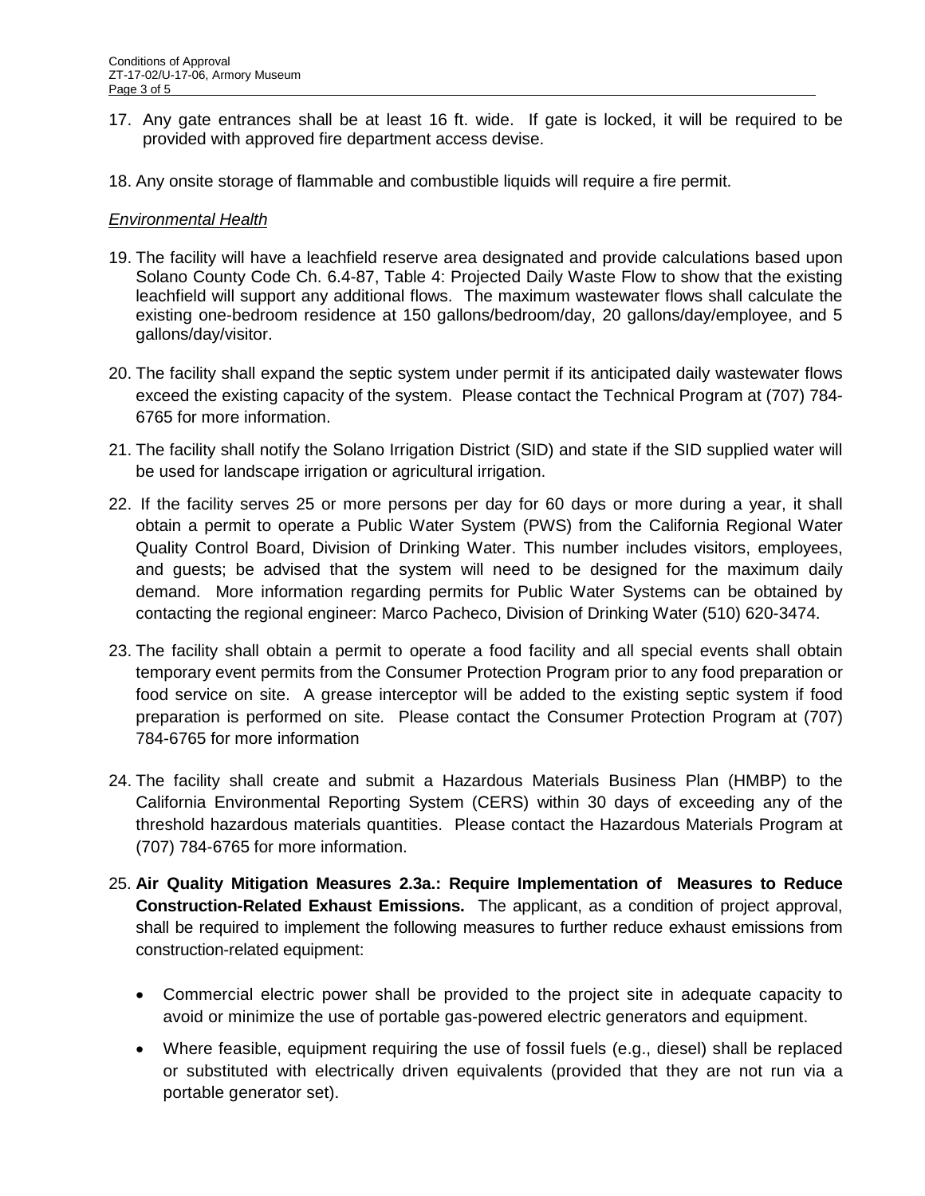17. Any gate entrances shall be at least 16 ft. wide. If gate is locked, it will be required to be provided with approved fire department access devise.

18. Any onsite storage of flammable and combustible liquids will require a fire permit.

*Environmental Health*

19. The facility will have a leachfield reserve area designated and provide calculations based upon Solano County Code Ch. 6.4-87, Table 4: Projected Daily Waste Flow to show that the existing leachfield will support any additional flows. The maximum wastewater flows shall calculate the existing one-bedroom residence at 150 gallons/bedroom/day, 20 gallons/day/employee, and 5 gallons/day/visitor.

20. The facility shall expand the septic system under permit if its anticipated daily wastewater flows exceed the existing capacity of the system. Please contact the Technical Program at (707) 784-6765 for more information.

21. The facility shall notify the Solano Irrigation District (SID) and state if the SID supplied water will be used for landscape irrigation or agricultural irrigation.

22. If the facility serves 25 or more persons per day for 60 days or more during a year, it shall obtain a permit to operate a Public Water System (PWS) from the California Regional Water Quality Control Board, Division of Drinking Water. This number includes visitors, employees, and guests; be advised that the system will need to be designed for the maximum daily demand. More information regarding permits for Public Water Systems can be obtained by contacting the regional engineer: Marco Pacheco, Division of Drinking Water (510) 620-3474.

23. The facility shall obtain a permit to operate a food facility and all special events shall obtain temporary event permits from the Consumer Protection Program prior to any food preparation or food service on site. A grease interceptor will be added to the existing septic system if food preparation is performed on site. Please contact the Consumer Protection Program at (707) 784-6765 for more information

24. The facility shall create and submit a Hazardous Materials Business Plan (HMBP) to the California Environmental Reporting System (CERS) within 30 days of exceeding any of the threshold hazardous materials quantities. Please contact the Hazardous Materials Program at (707) 784-6765 for more information.

25. **Air Quality Mitigation Measures 2.3a.: Require Implementation of Measures to Reduce Construction-Related Exhaust Emissions.** The applicant, as a condition of project approval, shall be required to implement the following measures to further reduce exhaust emissions from construction-related equipment:

    - Commercial electric power shall be provided to the project site in adequate capacity to avoid or minimize the use of portable gas-powered electric generators and equipment.
    - Where feasible, equipment requiring the use of fossil fuels (e.g., diesel) shall be replaced or substituted with electrically driven equivalents (provided that they are not run via a portable generator set).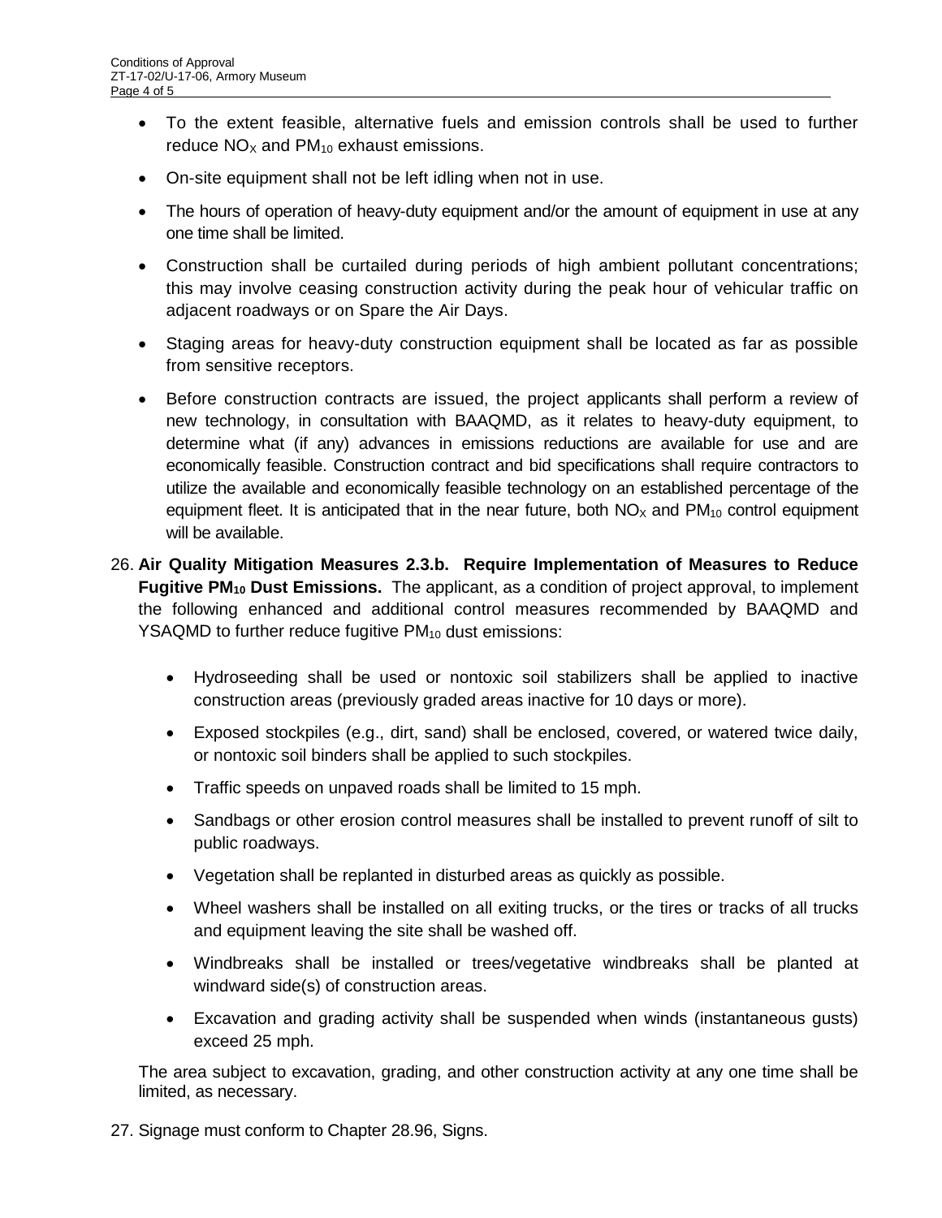- To the extent feasible, alternative fuels and emission controls shall be used to further reduce $NO_X$ and $PM_{10}$ exhaust emissions.
- On-site equipment shall not be left idling when not in use.
- The hours of operation of heavy-duty equipment and/or the amount of equipment in use at any one time shall be limited.
- Construction shall be curtailed during periods of high ambient pollutant concentrations; this may involve ceasing construction activity during the peak hour of vehicular traffic on adjacent roadways or on Spare the Air Days.
- Staging areas for heavy-duty construction equipment shall be located as far as possible from sensitive receptors.
- Before construction contracts are issued, the project applicants shall perform a review of new technology, in consultation with BAAQMD, as it relates to heavy-duty equipment, to determine what (if any) advances in emissions reductions are available for use and are economically feasible. Construction contract and bid specifications shall require contractors to utilize the available and economically feasible technology on an established percentage of the equipment fleet. It is anticipated that in the near future, both $NO_X$ and $PM_{10}$ control equipment will be available.

26. **Air Quality Mitigation Measures 2.3.b. Require Implementation of Measures to Reduce Fugitive $PM_{10}$ Dust Emissions.** The applicant, as a condition of project approval, to implement the following enhanced and additional control measures recommended by BAAQMD and YSAQMD to further reduce fugitive $PM_{10}$ dust emissions:

    - Hydroseeding shall be used or nontoxic soil stabilizers shall be applied to inactive construction areas (previously graded areas inactive for 10 days or more).
    - Exposed stockpiles (e.g., dirt, sand) shall be enclosed, covered, or watered twice daily, or nontoxic soil binders shall be applied to such stockpiles.
    - Traffic speeds on unpaved roads shall be limited to 15 mph.
    - Sandbags or other erosion control measures shall be installed to prevent runoff of silt to public roadways.
    - Vegetation shall be replanted in disturbed areas as quickly as possible.
    - Wheel washers shall be installed on all exiting trucks, or the tires or tracks of all trucks and equipment leaving the site shall be washed off.
    - Windbreaks shall be installed or trees/vegetative windbreaks shall be planted at windward side(s) of construction areas.
    - Excavation and grading activity shall be suspended when winds (instantaneous gusts) exceed 25 mph.

    The area subject to excavation, grading, and other construction activity at any one time shall be limited, as necessary.

27. Signage must conform to Chapter 28.96, Signs.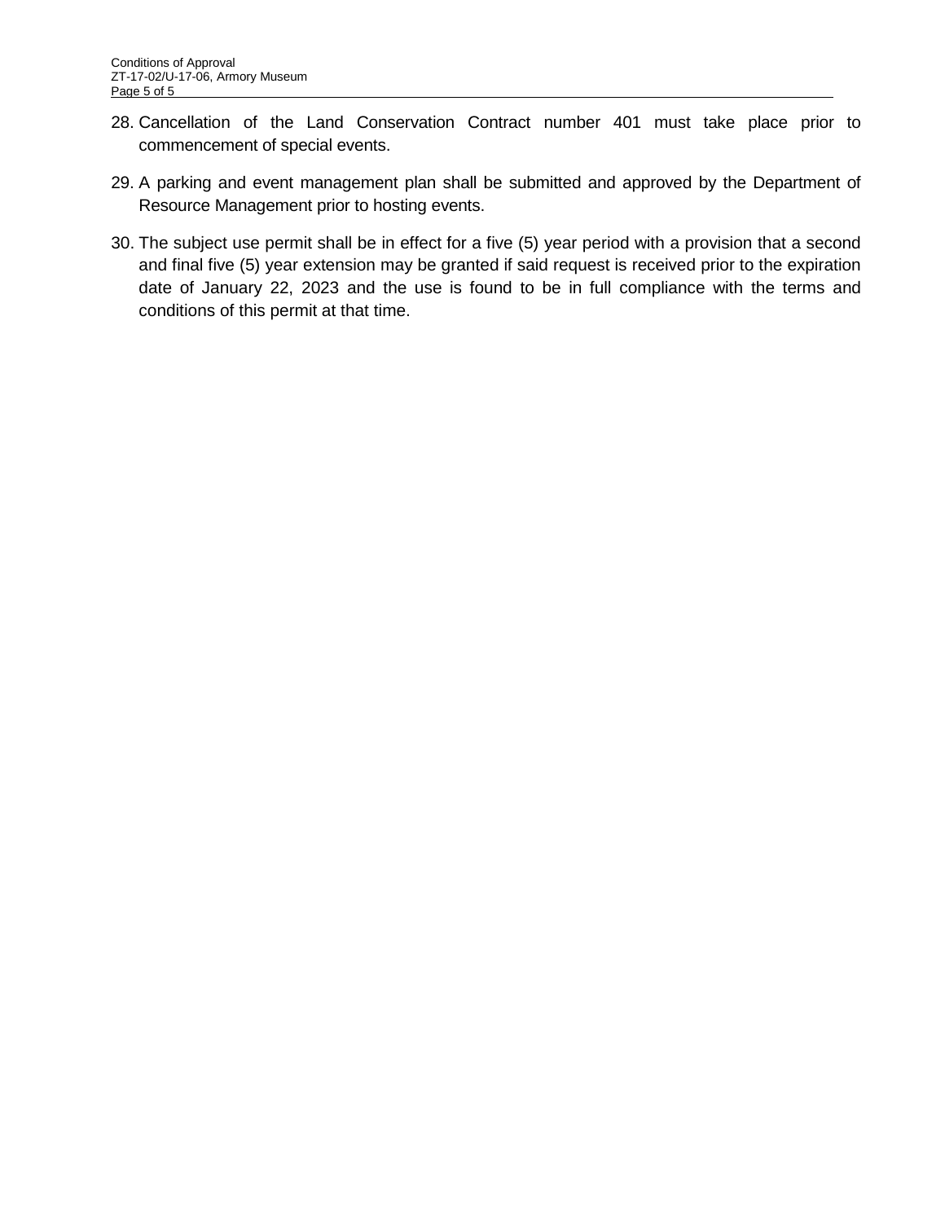28. Cancellation of the Land Conservation Contract number 401 must take place prior to commencement of special events.

29. A parking and event management plan shall be submitted and approved by the Department of Resource Management prior to hosting events.

30. The subject use permit shall be in effect for a five (5) year period with a provision that a second and final five (5) year extension may be granted if said request is received prior to the expiration date of January 22, 2023 and the use is found to be in full compliance with the terms and conditions of this permit at that time.